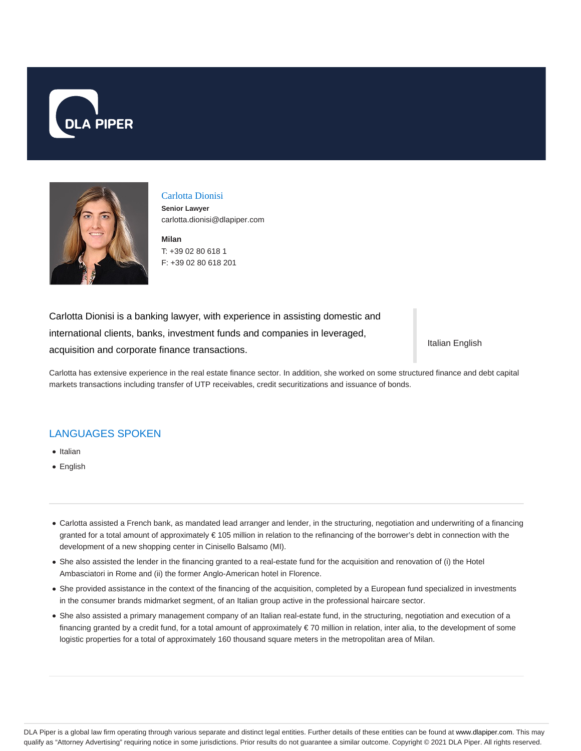DLA PIPER

## Carlotta Dionisi

**Senior Lawyer**
carlotta.dionisi@dlapiper.com

**Milan**
T: +39 02 80 618 1
F: +39 02 80 618 201

Carlotta Dionisi is a banking lawyer, with experience in assisting domestic and international clients, banks, investment funds and companies in leveraged, acquisition and corporate finance transactions.

Italian English

Carlotta has extensive experience in the real estate finance sector. In addition, she worked on some structured finance and debt capital markets transactions including transfer of UTP receivables, credit securitizations and issuance of bonds.

## LANGUAGES SPOKEN

- Italian
- English

---

- Carlotta assisted a French bank, as mandated lead arranger and lender, in the structuring, negotiation and underwriting of a financing granted for a total amount of approximately € 105 million in relation to the refinancing of the borrower's debt in connection with the development of a new shopping center in Cinisello Balsamo (MI).
- She also assisted the lender in the financing granted to a real-estate fund for the acquisition and renovation of (i) the Hotel Ambasciatori in Rome and (ii) the former Anglo-American hotel in Florence.
- She provided assistance in the context of the financing of the acquisition, completed by a European fund specialized in investments in the consumer brands midmarket segment, of an Italian group active in the professional haircare sector.
- She also assisted a primary management company of an Italian real-estate fund, in the structuring, negotiation and execution of a financing granted by a credit fund, for a total amount of approximately € 70 million in relation, inter alia, to the development of some logistic properties for a total of approximately 160 thousand square meters in the metropolitan area of Milan.

---

DLA Piper is a global law firm operating through various separate and distinct legal entities. Further details of these entities can be found at www.dlapiper.com. This may qualify as "Attorney Advertising" requiring notice in some jurisdictions. Prior results do not guarantee a similar outcome. Copyright © 2021 DLA Piper. All rights reserved.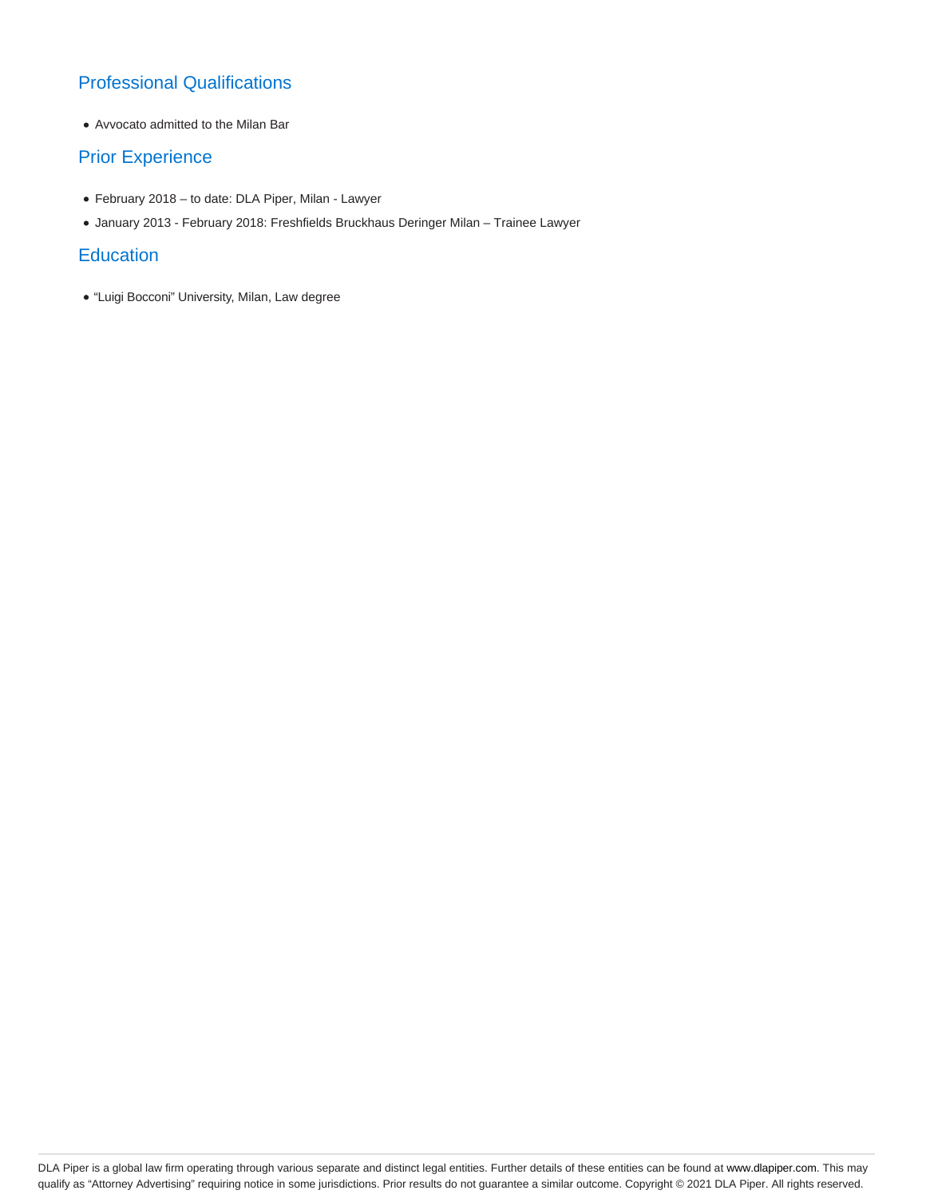## Professional Qualifications

- Avvocato admitted to the Milan Bar

## Prior Experience

- February 2018 – to date: DLA Piper, Milan - Lawyer
- January 2013 - February 2018: Freshfields Bruckhaus Deringer Milan – Trainee Lawyer

## Education

- "Luigi Bocconi" University, Milan, Law degree